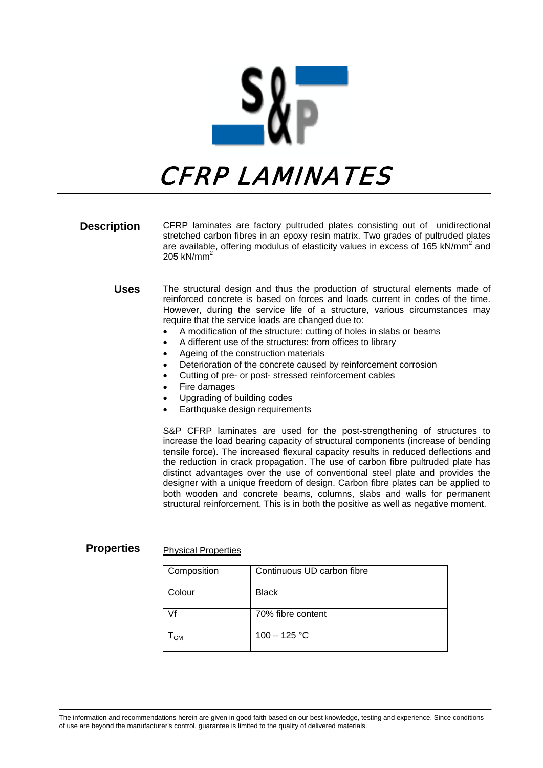# CFRP LAMINATES

## Description

CFRP laminates are factory pultruded plates consisting out of unidirectional stretched carbon fibres in an epoxy resin matrix. Two grades of pultruded plates are available, offering modulus of elasticity values in excess of 165 kN/mm$^2$ and 205 kN/mm$^2$

## Uses

The structural design and thus the production of structural elements made of reinforced concrete is based on forces and loads current in codes of the time. However, during the service life of a structure, various circumstances may require that the service loads are changed due to:

- A modification of the structure: cutting of holes in slabs or beams
- A different use of the structures: from offices to library
- Ageing of the construction materials
- Deterioration of the concrete caused by reinforcement corrosion
- Cutting of pre- or post- stressed reinforcement cables
- Fire damages
- Upgrading of building codes
- Earthquake design requirements

S&P CFRP laminates are used for the post-strengthening of structures to increase the load bearing capacity of structural components (increase of bending tensile force). The increased flexural capacity results in reduced deflections and the reduction in crack propagation. The use of carbon fibre pultruded plate has distinct advantages over the use of conventional steel plate and provides the designer with a unique freedom of design. Carbon fibre plates can be applied to both wooden and concrete beams, columns, slabs and walls for permanent structural reinforcement. This is in both the positive as well as negative moment.

## Properties

Physical Properties

| Composition | Continuous UD carbon fibre |
|---|---|
| Colour | Black |
| Vf | 70% fibre content |
| $T_{GM}$ | 100 – 125 °C |

The information and recommendations herein are given in good faith based on our best knowledge, testing and experience. Since conditions of use are beyond the manufacturer's control, guarantee is limited to the quality of delivered materials.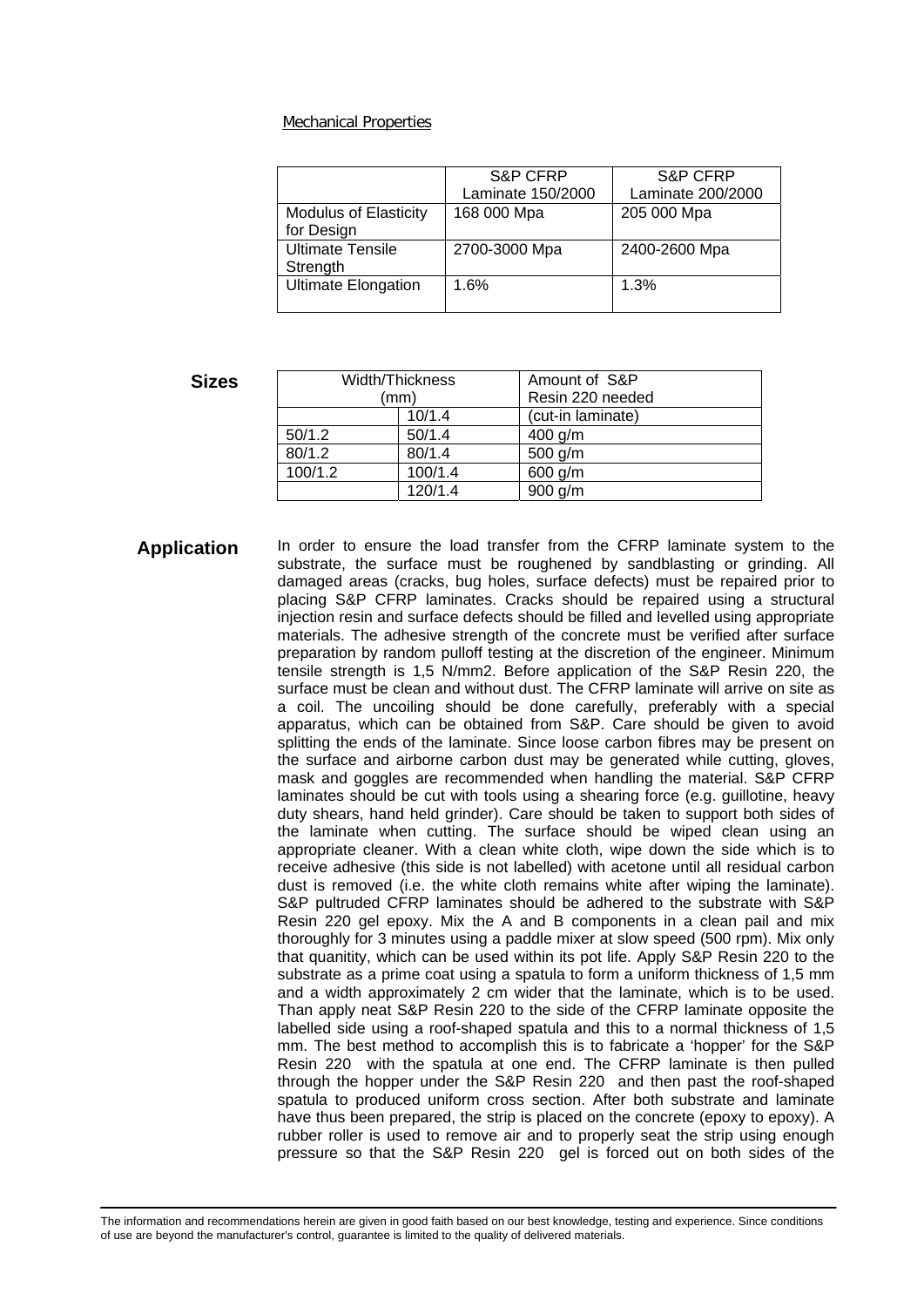Mechanical Properties

| | S&P CFRP Laminate 150/2000 | S&P CFRP Laminate 200/2000 |
|---|---|---|
| Modulus of Elasticity for Design | 168 000 Mpa | 205 000 Mpa |
| Ultimate Tensile Strength | 2700-3000 Mpa | 2400-2600 Mpa |
| Ultimate Elongation | 1.6% | 1.3% |

## Sizes

| Width/Thickness (mm) | | Amount of S&P Resin 220 needed |
|---|---|---|
| | 10/1.4 | (cut-in laminate) |
| 50/1.2 | 50/1.4 | 400 g/m |
| 80/1.2 | 80/1.4 | 500 g/m |
| 100/1.2 | 100/1.4 | 600 g/m |
| | 120/1.4 | 900 g/m |

## Application

In order to ensure the load transfer from the CFRP laminate system to the substrate, the surface must be roughened by sandblasting or grinding. All damaged areas (cracks, bug holes, surface defects) must be repaired prior to placing S&P CFRP laminates. Cracks should be repaired using a structural injection resin and surface defects should be filled and levelled using appropriate materials. The adhesive strength of the concrete must be verified after surface preparation by random pulloff testing at the discretion of the engineer. Minimum tensile strength is 1,5 N/mm2. Before application of the S&P Resin 220, the surface must be clean and without dust. The CFRP laminate will arrive on site as a coil. The uncoiling should be done carefully, preferably with a special apparatus, which can be obtained from S&P. Care should be given to avoid splitting the ends of the laminate. Since loose carbon fibres may be present on the surface and airborne carbon dust may be generated while cutting, gloves, mask and goggles are recommended when handling the material. S&P CFRP laminates should be cut with tools using a shearing force (e.g. guillotine, heavy duty shears, hand held grinder). Care should be taken to support both sides of the laminate when cutting. The surface should be wiped clean using an appropriate cleaner. With a clean white cloth, wipe down the side which is to receive adhesive (this side is not labelled) with acetone until all residual carbon dust is removed (i.e. the white cloth remains white after wiping the laminate). S&P pultruded CFRP laminates should be adhered to the substrate with S&P Resin 220 gel epoxy. Mix the A and B components in a clean pail and mix thoroughly for 3 minutes using a paddle mixer at slow speed (500 rpm). Mix only that quanitity, which can be used within its pot life. Apply S&P Resin 220 to the substrate as a prime coat using a spatula to form a uniform thickness of 1,5 mm and a width approximately 2 cm wider that the laminate, which is to be used. Than apply neat S&P Resin 220 to the side of the CFRP laminate opposite the labelled side using a roof-shaped spatula and this to a normal thickness of 1,5 mm. The best method to accomplish this is to fabricate a 'hopper' for the S&P Resin 220 with the spatula at one end. The CFRP laminate is then pulled through the hopper under the S&P Resin 220 and then past the roof-shaped spatula to produced uniform cross section. After both substrate and laminate have thus been prepared, the strip is placed on the concrete (epoxy to epoxy). A rubber roller is used to remove air and to properly seat the strip using enough pressure so that the S&P Resin 220 gel is forced out on both sides of the

The information and recommendations herein are given in good faith based on our best knowledge, testing and experience. Since conditions of use are beyond the manufacturer's control, guarantee is limited to the quality of delivered materials.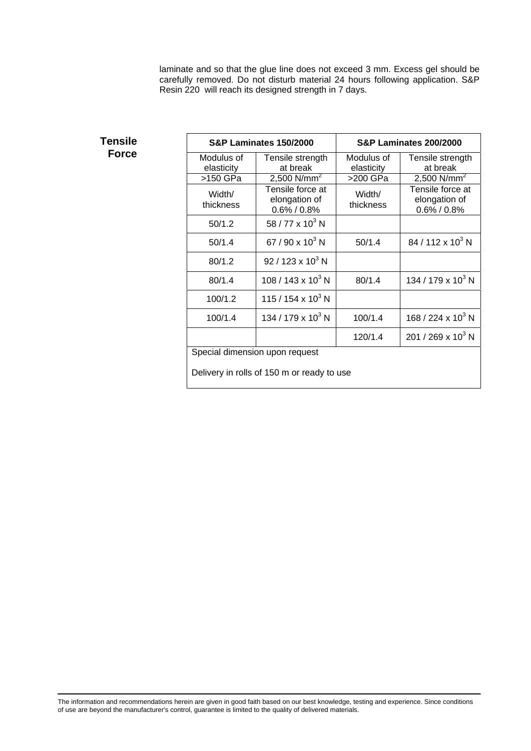laminate and so that the glue line does not exceed 3 mm. Excess gel should be carefully removed. Do not disturb material 24 hours following application. S&P Resin 220 will reach its designed strength in 7 days.

## Tensile Force

| **S&P Laminates 150/2000** | | **S&P Laminates 200/2000** | |
|---|---|---|---|
| Modulus of elasticity | Tensile strength at break | Modulus of elasticity | Tensile strength at break |
| >150 GPa | 2,500 N/mm$^2$ | >200 GPa | 2,500 N/mm$^2$ |
| Width/ thickness | Tensile force at elongation of 0.6% / 0.8% | Width/ thickness | Tensile force at elongation of 0.6% / 0.8% |
| 50/1.2 | 58 / 77 x $10^3$ N | | |
| 50/1.4 | 67 / 90 x $10^3$ N | 50/1.4 | 84 / 112 x $10^3$ N |
| 80/1.2 | 92 / 123 x $10^3$ N | | |
| 80/1.4 | 108 / 143 x $10^3$ N | 80/1.4 | 134 / 179 x $10^3$ N |
| 100/1.2 | 115 / 154 x $10^3$ N | | |
| 100/1.4 | 134 / 179 x $10^3$ N | 100/1.4 | 168 / 224 x $10^3$ N |
| | | 120/1.4 | 201 / 269 x $10^3$ N |
| Special dimension upon request | | | |
| Delivery in rolls of 150 m or ready to use | | | |

The information and recommendations herein are given in good faith based on our best knowledge, testing and experience. Since conditions of use are beyond the manufacturer's control, guarantee is limited to the quality of delivered materials.